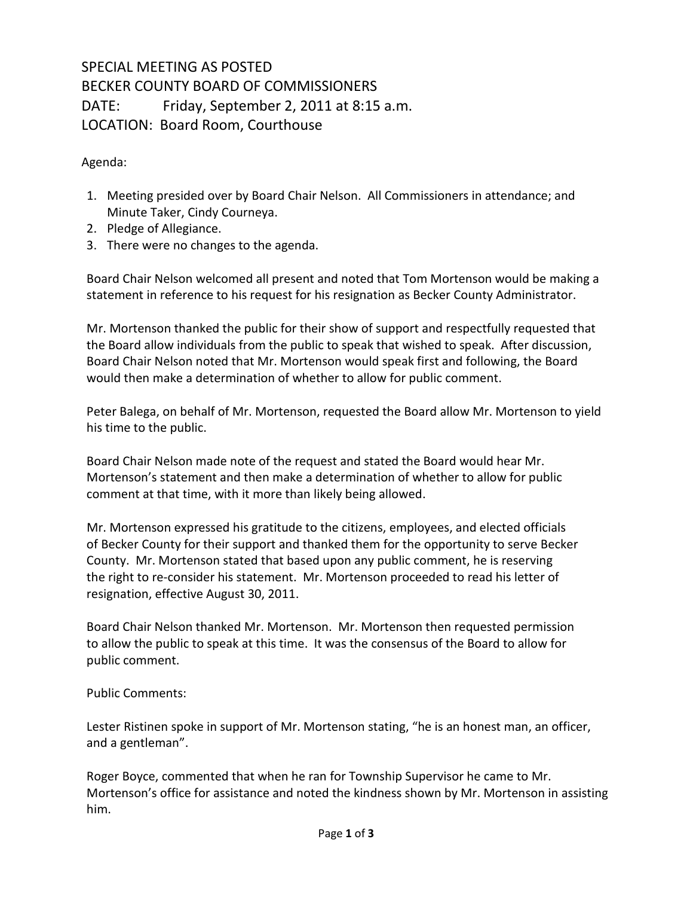SPECIAL MEETING AS POSTED
BECKER COUNTY BOARD OF COMMISSIONERS
DATE: Friday, September 2, 2011 at 8:15 a.m.
LOCATION: Board Room, Courthouse

Agenda:

1. Meeting presided over by Board Chair Nelson. All Commissioners in attendance; and Minute Taker, Cindy Courneya.
2. Pledge of Allegiance.
3. There were no changes to the agenda.

Board Chair Nelson welcomed all present and noted that Tom Mortenson would be making a statement in reference to his request for his resignation as Becker County Administrator.

Mr. Mortenson thanked the public for their show of support and respectfully requested that the Board allow individuals from the public to speak that wished to speak. After discussion, Board Chair Nelson noted that Mr. Mortenson would speak first and following, the Board would then make a determination of whether to allow for public comment.

Peter Balega, on behalf of Mr. Mortenson, requested the Board allow Mr. Mortenson to yield his time to the public.

Board Chair Nelson made note of the request and stated the Board would hear Mr. Mortenson's statement and then make a determination of whether to allow for public comment at that time, with it more than likely being allowed.

Mr. Mortenson expressed his gratitude to the citizens, employees, and elected officials of Becker County for their support and thanked them for the opportunity to serve Becker County. Mr. Mortenson stated that based upon any public comment, he is reserving the right to re-consider his statement. Mr. Mortenson proceeded to read his letter of resignation, effective August 30, 2011.

Board Chair Nelson thanked Mr. Mortenson. Mr. Mortenson then requested permission to allow the public to speak at this time. It was the consensus of the Board to allow for public comment.

Public Comments:

Lester Ristinen spoke in support of Mr. Mortenson stating, "he is an honest man, an officer, and a gentleman".

Roger Boyce, commented that when he ran for Township Supervisor he came to Mr. Mortenson's office for assistance and noted the kindness shown by Mr. Mortenson in assisting him.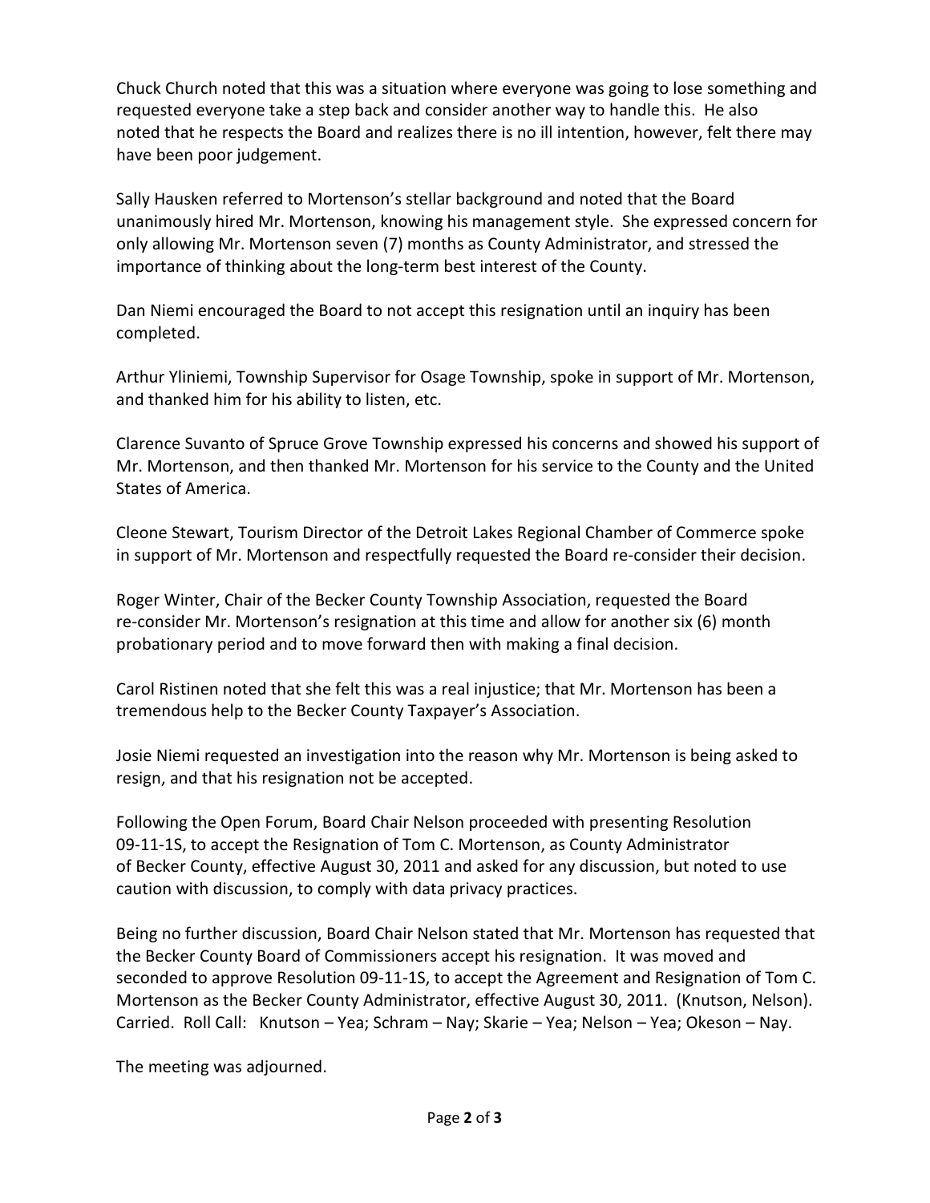Chuck Church noted that this was a situation where everyone was going to lose something and requested everyone take a step back and consider another way to handle this. He also noted that he respects the Board and realizes there is no ill intention, however, felt there may have been poor judgement.

Sally Hausken referred to Mortenson's stellar background and noted that the Board unanimously hired Mr. Mortenson, knowing his management style. She expressed concern for only allowing Mr. Mortenson seven (7) months as County Administrator, and stressed the importance of thinking about the long-term best interest of the County.

Dan Niemi encouraged the Board to not accept this resignation until an inquiry has been completed.

Arthur Yliniemi, Township Supervisor for Osage Township, spoke in support of Mr. Mortenson, and thanked him for his ability to listen, etc.

Clarence Suvanto of Spruce Grove Township expressed his concerns and showed his support of Mr. Mortenson, and then thanked Mr. Mortenson for his service to the County and the United States of America.

Cleone Stewart, Tourism Director of the Detroit Lakes Regional Chamber of Commerce spoke in support of Mr. Mortenson and respectfully requested the Board re-consider their decision.

Roger Winter, Chair of the Becker County Township Association, requested the Board re-consider Mr. Mortenson's resignation at this time and allow for another six (6) month probationary period and to move forward then with making a final decision.

Carol Ristinen noted that she felt this was a real injustice; that Mr. Mortenson has been a tremendous help to the Becker County Taxpayer's Association.

Josie Niemi requested an investigation into the reason why Mr. Mortenson is being asked to resign, and that his resignation not be accepted.

Following the Open Forum, Board Chair Nelson proceeded with presenting Resolution 09-11-1S, to accept the Resignation of Tom C. Mortenson, as County Administrator of Becker County, effective August 30, 2011 and asked for any discussion, but noted to use caution with discussion, to comply with data privacy practices.

Being no further discussion, Board Chair Nelson stated that Mr. Mortenson has requested that the Becker County Board of Commissioners accept his resignation. It was moved and seconded to approve Resolution 09-11-1S, to accept the Agreement and Resignation of Tom C. Mortenson as the Becker County Administrator, effective August 30, 2011. (Knutson, Nelson). Carried. Roll Call: Knutson – Yea; Schram – Nay; Skarie – Yea; Nelson – Yea; Okeson – Nay.

The meeting was adjourned.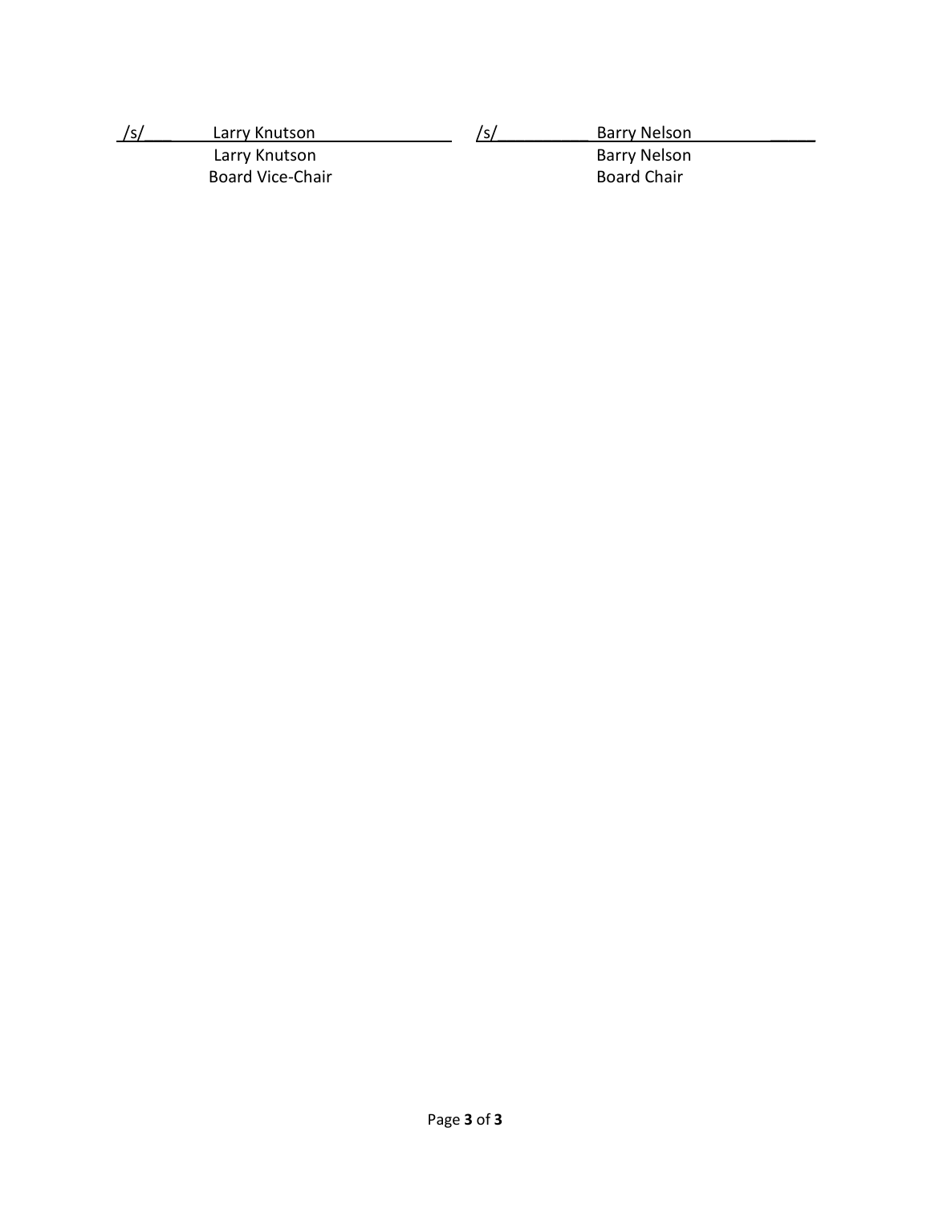/s/ Larry Knutson
Larry Knutson
Board Vice-Chair

/s/ Barry Nelson
Barry Nelson
Board Chair